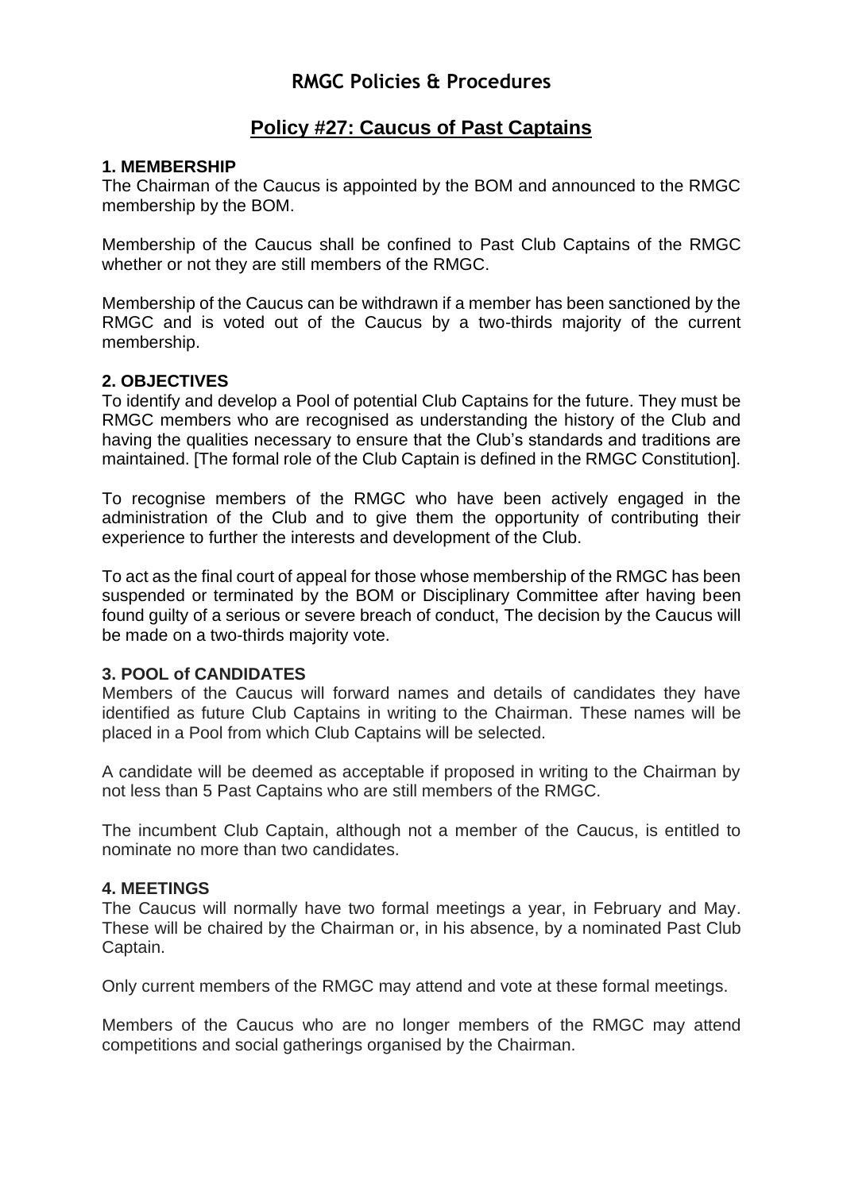# RMGC Policies & Procedures

## Policy #27: Caucus of Past Captains

### 1. MEMBERSHIP

The Chairman of the Caucus is appointed by the BOM and announced to the RMGC membership by the BOM.

Membership of the Caucus shall be confined to Past Club Captains of the RMGC whether or not they are still members of the RMGC.

Membership of the Caucus can be withdrawn if a member has been sanctioned by the RMGC and is voted out of the Caucus by a two-thirds majority of the current membership.

### 2. OBJECTIVES

To identify and develop a Pool of potential Club Captains for the future. They must be RMGC members who are recognised as understanding the history of the Club and having the qualities necessary to ensure that the Club's standards and traditions are maintained. [The formal role of the Club Captain is defined in the RMGC Constitution].

To recognise members of the RMGC who have been actively engaged in the administration of the Club and to give them the opportunity of contributing their experience to further the interests and development of the Club.

To act as the final court of appeal for those whose membership of the RMGC has been suspended or terminated by the BOM or Disciplinary Committee after having been found guilty of a serious or severe breach of conduct, The decision by the Caucus will be made on a two-thirds majority vote.

### 3. POOL of CANDIDATES

Members of the Caucus will forward names and details of candidates they have identified as future Club Captains in writing to the Chairman. These names will be placed in a Pool from which Club Captains will be selected.

A candidate will be deemed as acceptable if proposed in writing to the Chairman by not less than 5 Past Captains who are still members of the RMGC.

The incumbent Club Captain, although not a member of the Caucus, is entitled to nominate no more than two candidates.

### 4. MEETINGS

The Caucus will normally have two formal meetings a year, in February and May. These will be chaired by the Chairman or, in his absence, by a nominated Past Club Captain.

Only current members of the RMGC may attend and vote at these formal meetings.

Members of the Caucus who are no longer members of the RMGC may attend competitions and social gatherings organised by the Chairman.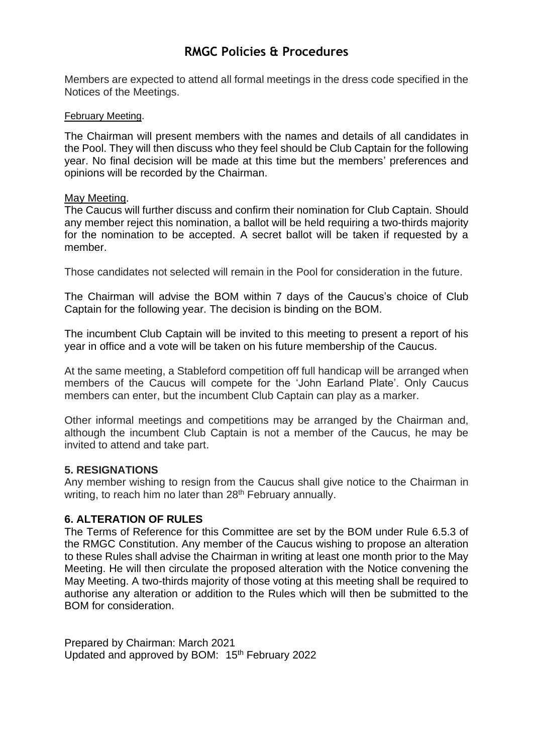# RMGC Policies & Procedures

Members are expected to attend all formal meetings in the dress code specified in the Notices of the Meetings.

February Meeting.

The Chairman will present members with the names and details of all candidates in the Pool. They will then discuss who they feel should be Club Captain for the following year. No final decision will be made at this time but the members' preferences and opinions will be recorded by the Chairman.

May Meeting.

The Caucus will further discuss and confirm their nomination for Club Captain. Should any member reject this nomination, a ballot will be held requiring a two-thirds majority for the nomination to be accepted. A secret ballot will be taken if requested by a member.

Those candidates not selected will remain in the Pool for consideration in the future.

The Chairman will advise the BOM within 7 days of the Caucus's choice of Club Captain for the following year. The decision is binding on the BOM.

The incumbent Club Captain will be invited to this meeting to present a report of his year in office and a vote will be taken on his future membership of the Caucus.

At the same meeting, a Stableford competition off full handicap will be arranged when members of the Caucus will compete for the 'John Earland Plate'. Only Caucus members can enter, but the incumbent Club Captain can play as a marker.

Other informal meetings and competitions may be arranged by the Chairman and, although the incumbent Club Captain is not a member of the Caucus, he may be invited to attend and take part.

### 5. RESIGNATIONS

Any member wishing to resign from the Caucus shall give notice to the Chairman in writing, to reach him no later than 28th February annually.

### 6. ALTERATION OF RULES

The Terms of Reference for this Committee are set by the BOM under Rule 6.5.3 of the RMGC Constitution. Any member of the Caucus wishing to propose an alteration to these Rules shall advise the Chairman in writing at least one month prior to the May Meeting. He will then circulate the proposed alteration with the Notice convening the May Meeting. A two-thirds majority of those voting at this meeting shall be required to authorise any alteration or addition to the Rules which will then be submitted to the BOM for consideration.

Prepared by Chairman: March 2021
Updated and approved by BOM: 15th February 2022